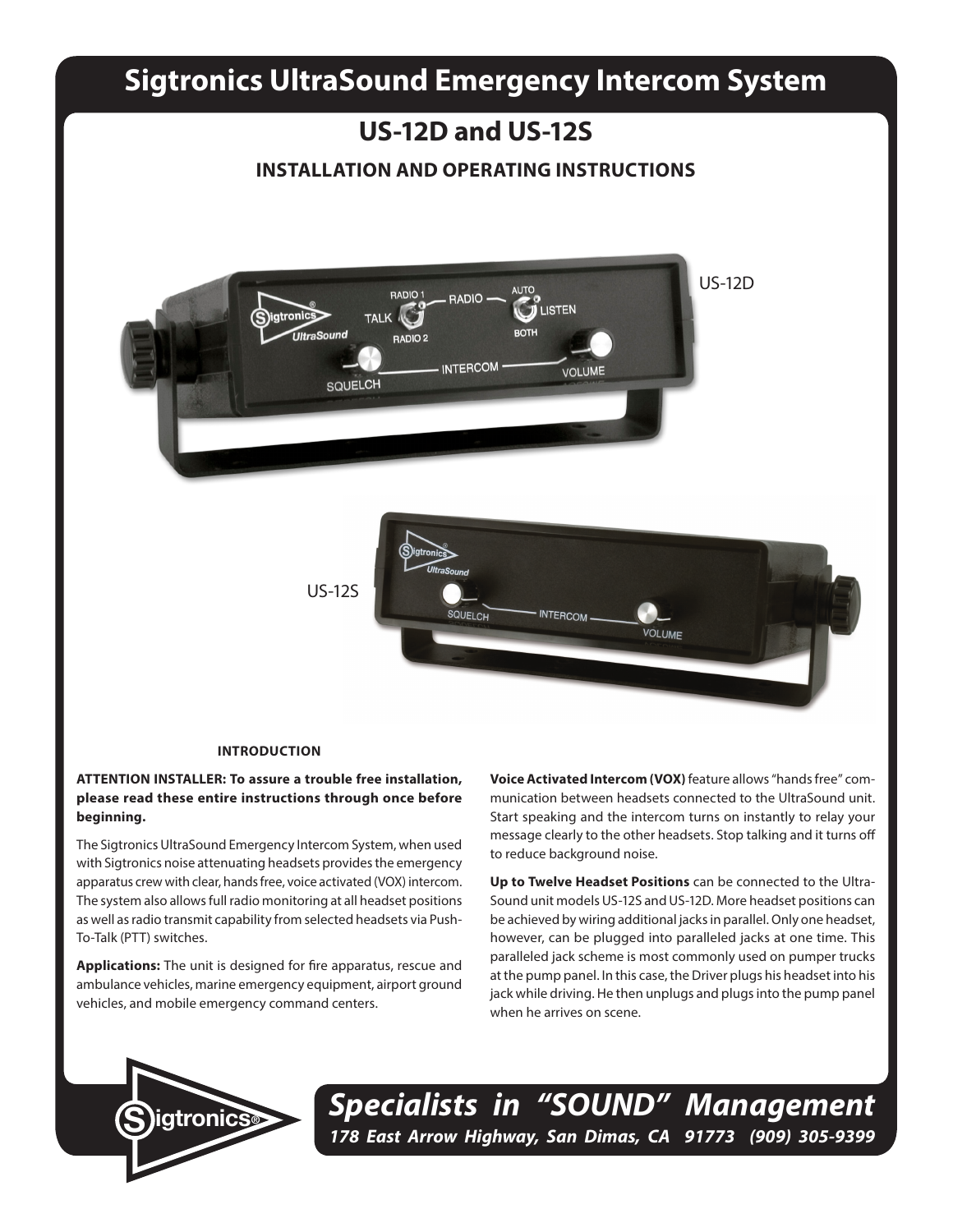# Sigtronics UltraSound Emergency Intercom System

## US-12D and US-12S

### INSTALLATION AND OPERATING INSTRUCTIONS

US-12D

US-12S

#### INTRODUCTION

**ATTENTION INSTALLER: To assure a trouble free installation, please read these entire instructions through once before beginning.**

The Sigtronics UltraSound Emergency Intercom System, when used with Sigtronics noise attenuating headsets provides the emergency apparatus crew with clear, hands free, voice activated (VOX) intercom. The system also allows full radio monitoring at all headset positions as well as radio transmit capability from selected headsets via Push-To-Talk (PTT) switches.

**Applications:** The unit is designed for fire apparatus, rescue and ambulance vehicles, marine emergency equipment, airport ground vehicles, and mobile emergency command centers.

**Voice Activated Intercom (VOX)** feature allows "hands free" communication between headsets connected to the UltraSound unit. Start speaking and the intercom turns on instantly to relay your message clearly to the other headsets. Stop talking and it turns off to reduce background noise.

**Up to Twelve Headset Positions** can be connected to the UltraSound unit models US-12S and US-12D. More headset positions can be achieved by wiring additional jacks in parallel. Only one headset, however, can be plugged into paralleled jacks at one time. This paralleled jack scheme is most commonly used on pumper trucks at the pump panel. In this case, the Driver plugs his headset into his jack while driving. He then unplugs and plugs into the pump panel when he arrives on scene.

*Specialists in "SOUND" Management*

*178 East Arrow Highway, San Dimas, CA 91773 (909) 305-9399*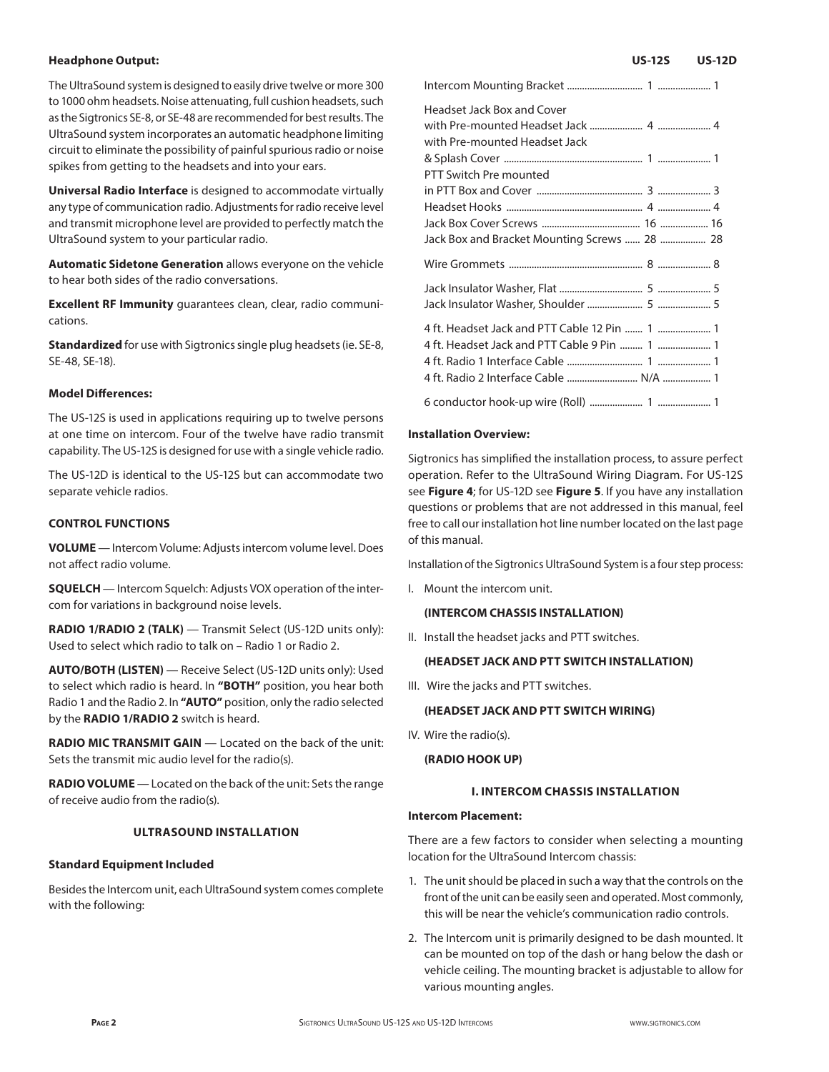### Headphone Output:

The UltraSound system is designed to easily drive twelve or more 300 to 1000 ohm headsets. Noise attenuating, full cushion headsets, such as the Sigtronics SE-8, or SE-48 are recommended for best results. The UltraSound system incorporates an automatic headphone limiting circuit to eliminate the possibility of painful spurious radio or noise spikes from getting to the headsets and into your ears.

**Universal Radio Interface** is designed to accommodate virtually any type of communication radio. Adjustments for radio receive level and transmit microphone level are provided to perfectly match the UltraSound system to your particular radio.

**Automatic Sidetone Generation** allows everyone on the vehicle to hear both sides of the radio conversations.

**Excellent RF Immunity** guarantees clean, clear, radio communications.

**Standardized** for use with Sigtronics single plug headsets (ie. SE-8, SE-48, SE-18).

### Model Differences:

The US-12S is used in applications requiring up to twelve persons at one time on intercom. Four of the twelve have radio transmit capability. The US-12S is designed for use with a single vehicle radio.

The US-12D is identical to the US-12S but can accommodate two separate vehicle radios.

### CONTROL FUNCTIONS

**VOLUME** — Intercom Volume: Adjusts intercom volume level. Does not affect radio volume.

**SQUELCH** — Intercom Squelch: Adjusts VOX operation of the intercom for variations in background noise levels.

**RADIO 1/RADIO 2 (TALK)** — Transmit Select (US-12D units only): Used to select which radio to talk on – Radio 1 or Radio 2.

**AUTO/BOTH (LISTEN)** — Receive Select (US-12D units only): Used to select which radio is heard. In **"BOTH"** position, you hear both Radio 1 and the Radio 2. In **"AUTO"** position, only the radio selected by the **RADIO 1/RADIO 2** switch is heard.

**RADIO MIC TRANSMIT GAIN** — Located on the back of the unit: Sets the transmit mic audio level for the radio(s).

**RADIO VOLUME** — Located on the back of the unit: Sets the range of receive audio from the radio(s).

## ULTRASOUND INSTALLATION

### Standard Equipment Included

Besides the Intercom unit, each UltraSound system comes complete with the following:

| | US-12S | US-12D |
|---|---|---|
| Intercom Mounting Bracket | 1 | 1 |
| Headset Jack Box and Cover with Pre-mounted Headset Jack | 4 | 4 |
| with Pre-mounted Headset Jack & Splash Cover | 1 | 1 |
| PTT Switch Pre mounted in PTT Box and Cover | 3 | 3 |
| Headset Hooks | 4 | 4 |
| Jack Box Cover Screws | 16 | 16 |
| Jack Box and Bracket Mounting Screws | 28 | 28 |
| Wire Grommets | 8 | 8 |
| Jack Insulator Washer, Flat | 5 | 5 |
| Jack Insulator Washer, Shoulder | 5 | 5 |
| 4 ft. Headset Jack and PTT Cable 12 Pin | 1 | 1 |
| 4 ft. Headset Jack and PTT Cable 9 Pin | 1 | 1 |
| 4 ft. Radio 1 Interface Cable | 1 | 1 |
| 4 ft. Radio 2 Interface Cable | N/A | 1 |
| 6 conductor hook-up wire (Roll) | 1 | 1 |

### Installation Overview:

Sigtronics has simplified the installation process, to assure perfect operation. Refer to the UltraSound Wiring Diagram. For US-12S see **Figure 4**; for US-12D see **Figure 5**. If you have any installation questions or problems that are not addressed in this manual, feel free to call our installation hot line number located on the last page of this manual.

Installation of the Sigtronics UltraSound System is a four step process:

I. Mount the intercom unit.

   **(INTERCOM CHASSIS INSTALLATION)**

II. Install the headset jacks and PTT switches.

   **(HEADSET JACK AND PTT SWITCH INSTALLATION)**

III. Wire the jacks and PTT switches.

   **(HEADSET JACK AND PTT SWITCH WIRING)**

IV. Wire the radio(s).

   **(RADIO HOOK UP)**

## I. INTERCOM CHASSIS INSTALLATION

### Intercom Placement:

There are a few factors to consider when selecting a mounting location for the UltraSound Intercom chassis:

1. The unit should be placed in such a way that the controls on the front of the unit can be easily seen and operated. Most commonly, this will be near the vehicle's communication radio controls.
2. The Intercom unit is primarily designed to be dash mounted. It can be mounted on top of the dash or hang below the dash or vehicle ceiling. The mounting bracket is adjustable to allow for various mounting angles.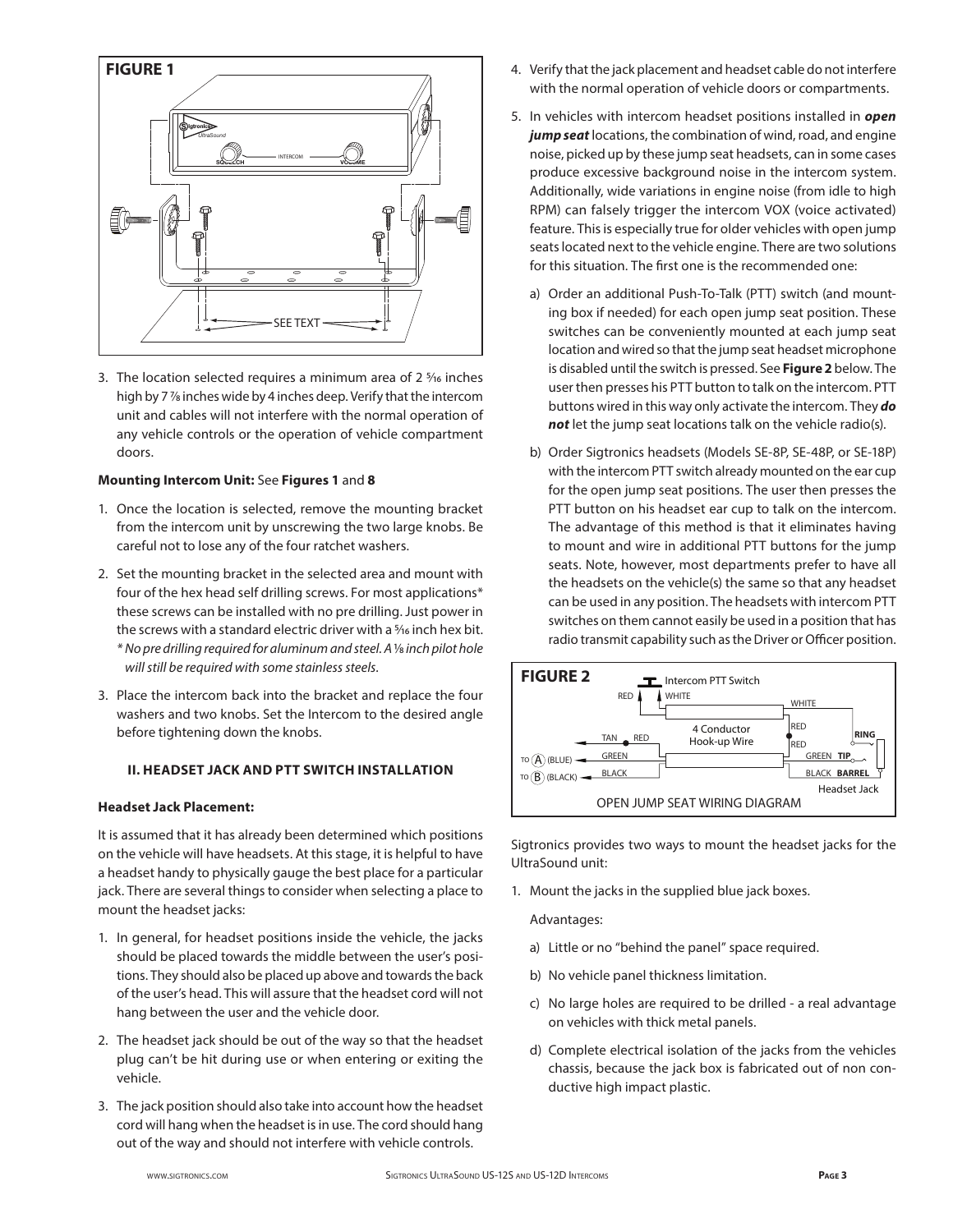**FIGURE 1**

SEE TEXT

3. The location selected requires a minimum area of 2 5⁄16 inches high by 7 7⁄8 inches wide by 4 inches deep. Verify that the intercom unit and cables will not interfere with the normal operation of any vehicle controls or the operation of vehicle compartment doors.

**Mounting Intercom Unit:** See **Figures 1** and **8**

1. Once the location is selected, remove the mounting bracket from the intercom unit by unscrewing the two large knobs. Be careful not to lose any of the four ratchet washers.

2. Set the mounting bracket in the selected area and mount with four of the hex head self drilling screws. For most applications* these screws can be installed with no pre drilling. Just power in the screws with a standard electric driver with a 5⁄16 inch hex bit.
   *\* No pre drilling required for aluminum and steel. A 1⁄8 inch pilot hole will still be required with some stainless steels.*

3. Place the intercom back into the bracket and replace the four washers and two knobs. Set the Intercom to the desired angle before tightening down the knobs.

### II. HEADSET JACK AND PTT SWITCH INSTALLATION

**Headset Jack Placement:**

It is assumed that it has already been determined which positions on the vehicle will have headsets. At this stage, it is helpful to have a headset handy to physically gauge the best place for a particular jack. There are several things to consider when selecting a place to mount the headset jacks:

1. In general, for headset positions inside the vehicle, the jacks should be placed towards the middle between the user's positions. They should also be placed up above and towards the back of the user's head. This will assure that the headset cord will not hang between the user and the vehicle door.

2. The headset jack should be out of the way so that the headset plug can't be hit during use or when entering or exiting the vehicle.

3. The jack position should also take into account how the headset cord will hang when the headset is in use. The cord should hang out of the way and should not interfere with vehicle controls.

4. Verify that the jack placement and headset cable do not interfere with the normal operation of vehicle doors or compartments.

5. In vehicles with intercom headset positions installed in ***open jump seat*** locations, the combination of wind, road, and engine noise, picked up by these jump seat headsets, can in some cases produce excessive background noise in the intercom system. Additionally, wide variations in engine noise (from idle to high RPM) can falsely trigger the intercom VOX (voice activated) feature. This is especially true for older vehicles with open jump seats located next to the vehicle engine. There are two solutions for this situation. The first one is the recommended one:

   a) Order an additional Push-To-Talk (PTT) switch (and mounting box if needed) for each open jump seat position. These switches can be conveniently mounted at each jump seat location and wired so that the jump seat headset microphone is disabled until the switch is pressed. See **Figure 2** below. The user then presses his PTT button to talk on the intercom. PTT buttons wired in this way only activate the intercom. They ***do not*** let the jump seat locations talk on the vehicle radio(s).

   b) Order Sigtronics headsets (Models SE-8P, SE-48P, or SE-18P) with the intercom PTT switch already mounted on the ear cup for the open jump seat positions. The user then presses the PTT button on his headset ear cup to talk on the intercom. The advantage of this method is that it eliminates having to mount and wire in additional PTT buttons for the jump seats. Note, however, most departments prefer to have all the headsets on the vehicle(s) the same so that any headset can be used in any position. The headsets with intercom PTT switches on them cannot easily be used in a position that has radio transmit capability such as the Driver or Officer position.

**FIGURE 2**

Intercom PTT Switch — RED, WHITE; 4 Conductor Hook-up Wire; TAN, RED; TO (A) (BLUE) GREEN; TO (B) (BLACK) BLACK; WHITE, RED, RED → RING; GREEN → TIP; BLACK → BARREL; Headset Jack

OPEN JUMP SEAT WIRING DIAGRAM

Sigtronics provides two ways to mount the headset jacks for the UltraSound unit:

1. Mount the jacks in the supplied blue jack boxes.

   Advantages:

   a) Little or no "behind the panel" space required.

   b) No vehicle panel thickness limitation.

   c) No large holes are required to be drilled - a real advantage on vehicles with thick metal panels.

   d) Complete electrical isolation of the jacks from the vehicles chassis, because the jack box is fabricated out of non conductive high impact plastic.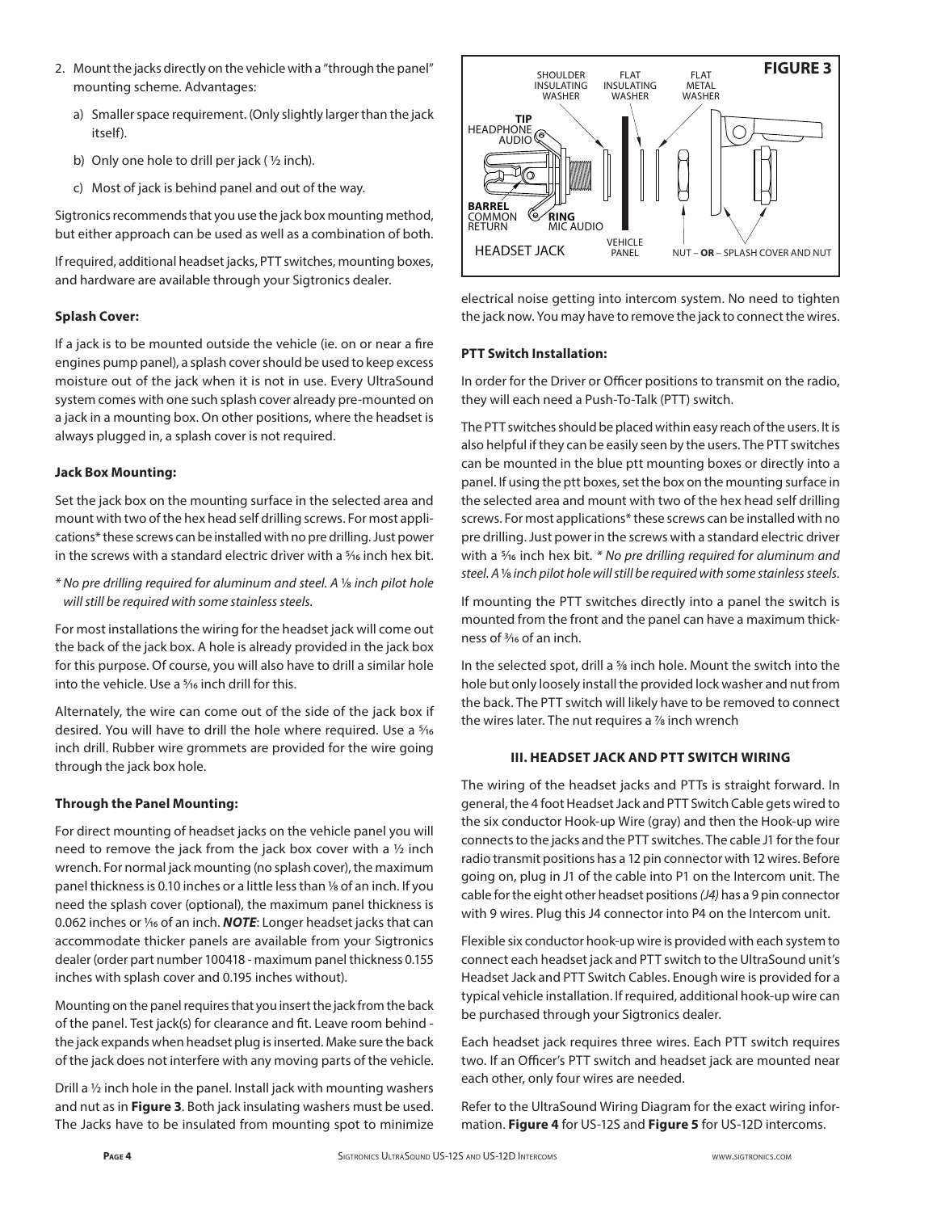2. Mount the jacks directly on the vehicle with a "through the panel" mounting scheme. Advantages:
   a) Smaller space requirement. (Only slightly larger than the jack itself).
   b) Only one hole to drill per jack ( ½ inch).
   c) Most of jack is behind panel and out of the way.

Sigtronics recommends that you use the jack box mounting method, but either approach can be used as well as a combination of both.

If required, additional headset jacks, PTT switches, mounting boxes, and hardware are available through your Sigtronics dealer.

**Splash Cover:**

If a jack is to be mounted outside the vehicle (ie. on or near a fire engines pump panel), a splash cover should be used to keep excess moisture out of the jack when it is not in use. Every UltraSound system comes with one such splash cover already pre-mounted on a jack in a mounting box. On other positions, where the headset is always plugged in, a splash cover is not required.

**Jack Box Mounting:**

Set the jack box on the mounting surface in the selected area and mount with two of the hex head self drilling screws. For most applications* these screws can be installed with no pre drilling. Just power in the screws with a standard electric driver with a 5⁄16 inch hex bit.

*\* No pre drilling required for aluminum and steel. A 1⁄8 inch pilot hole will still be required with some stainless steels.*

For most installations the wiring for the headset jack will come out the back of the jack box. A hole is already provided in the jack box for this purpose. Of course, you will also have to drill a similar hole into the vehicle. Use a 5⁄16 inch drill for this.

Alternately, the wire can come out of the side of the jack box if desired. You will have to drill the hole where required. Use a 5⁄16 inch drill. Rubber wire grommets are provided for the wire going through the jack box hole.

**Through the Panel Mounting:**

For direct mounting of headset jacks on the vehicle panel you will need to remove the jack from the jack box cover with a ½ inch wrench. For normal jack mounting (no splash cover), the maximum panel thickness is 0.10 inches or a little less than 1⁄8 of an inch. If you need the splash cover (optional), the maximum panel thickness is 0.062 inches or 1⁄16 of an inch. ***NOTE***: Longer headset jacks that can accommodate thicker panels are available from your Sigtronics dealer (order part number 100418 - maximum panel thickness 0.155 inches with splash cover and 0.195 inches without).

Mounting on the panel requires that you insert the jack from the back of the panel. Test jack(s) for clearance and fit. Leave room behind - the jack expands when headset plug is inserted. Make sure the back of the jack does not interfere with any moving parts of the vehicle.

Drill a ½ inch hole in the panel. Install jack with mounting washers and nut as in **Figure 3**. Both jack insulating washers must be used. The Jacks have to be insulated from mounting spot to minimize electrical noise getting into intercom system. No need to tighten the jack now. You may have to remove the jack to connect the wires.

**FIGURE 3**

SHOULDER INSULATING WASHER — FLAT INSULATING WASHER — FLAT METAL WASHER

TIP HEADPHONE AUDIO — BARREL COMMON RETURN — RING MIC AUDIO

HEADSET JACK — VEHICLE PANEL — NUT – **OR** – SPLASH COVER AND NUT

**PTT Switch Installation:**

In order for the Driver or Officer positions to transmit on the radio, they will each need a Push-To-Talk (PTT) switch.

The PTT switches should be placed within easy reach of the users. It is also helpful if they can be easily seen by the users. The PTT switches can be mounted in the blue ptt mounting boxes or directly into a panel. If using the ptt boxes, set the box on the mounting surface in the selected area and mount with two of the hex head self drilling screws. For most applications* these screws can be installed with no pre drilling. Just power in the screws with a standard electric driver with a 5⁄16 inch hex bit. *\* No pre drilling required for aluminum and steel. A 1⁄8 inch pilot hole will still be required with some stainless steels.*

If mounting the PTT switches directly into a panel the switch is mounted from the front and the panel can have a maximum thickness of 3⁄16 of an inch.

In the selected spot, drill a 5⁄8 inch hole. Mount the switch into the hole but only loosely install the provided lock washer and nut from the back. The PTT switch will likely have to be removed to connect the wires later. The nut requires a 7⁄8 inch wrench

### III. HEADSET JACK AND PTT SWITCH WIRING

The wiring of the headset jacks and PTTs is straight forward. In general, the 4 foot Headset Jack and PTT Switch Cable gets wired to the six conductor Hook-up Wire (gray) and then the Hook-up wire connects to the jacks and the PTT switches. The cable J1 for the four radio transmit positions has a 12 pin connector with 12 wires. Before going on, plug in J1 of the cable into P1 on the Intercom unit. The cable for the eight other headset positions *(J4)* has a 9 pin connector with 9 wires. Plug this J4 connector into P4 on the Intercom unit.

Flexible six conductor hook-up wire is provided with each system to connect each headset jack and PTT switch to the UltraSound unit's Headset Jack and PTT Switch Cables. Enough wire is provided for a typical vehicle installation. If required, additional hook-up wire can be purchased through your Sigtronics dealer.

Each headset jack requires three wires. Each PTT switch requires two. If an Officer's PTT switch and headset jack are mounted near each other, only four wires are needed.

Refer to the UltraSound Wiring Diagram for the exact wiring information. **Figure 4** for US-12S and **Figure 5** for US-12D intercoms.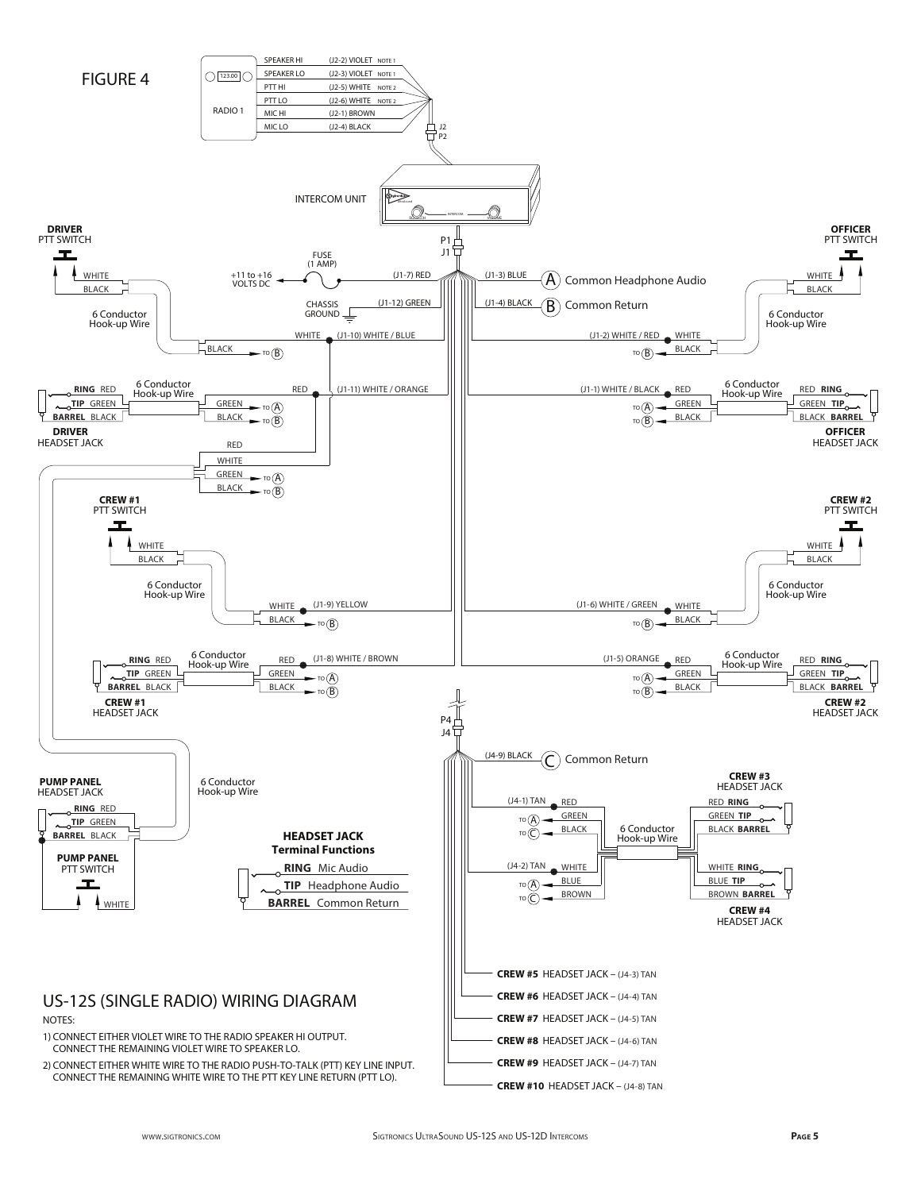FIGURE 4

RADIO 1

| Radio 1 | Wire |  |
|---|---|---|
| SPEAKER HI | (J2-2) VIOLET | NOTE 1 |
| SPEAKER LO | (J2-3) VIOLET | NOTE 1 |
| PTT HI | (J2-5) WHITE | NOTE 2 |
| PTT LO | (J2-6) WHITE | NOTE 2 |
| MIC HI | (J2-1) BROWN |  |
| MIC LO | (J2-4) BLACK |  |

J2
P2

INTERCOM UNIT

P1
J1

**DRIVER** PTT SWITCH — WHITE, BLACK — 6 Conductor Hook-up Wire — WHITE (J1-10) WHITE / BLUE; BLACK TO (B)

+11 to +16 VOLTS DC — FUSE (1 AMP) — (J1-7) RED

CHASSIS GROUND — (J1-12) GREEN

(J1-3) BLUE — (A) Common Headphone Audio

(J1-4) BLACK — (B) Common Return

**DRIVER** HEADSET JACK — **RING** RED, **TIP** GREEN, **BARREL** BLACK — 6 Conductor Hook-up Wire — RED (J1-11) WHITE / ORANGE; GREEN TO (A); BLACK TO (B)

RED, WHITE, GREEN TO (A), BLACK TO (B)

**OFFICER** PTT SWITCH — WHITE, BLACK — 6 Conductor Hook-up Wire — (J1-2) WHITE / RED WHITE; BLACK TO (B)

**OFFICER** HEADSET JACK — RED **RING**, GREEN **TIP**, BLACK **BARREL** — 6 Conductor Hook-up Wire — (J1-1) WHITE / BLACK RED; GREEN TO (A); BLACK TO (B)

**CREW #1** PTT SWITCH — WHITE, BLACK — 6 Conductor Hook-up Wire — WHITE (J1-9) YELLOW; BLACK TO (B)

**CREW #2** PTT SWITCH — WHITE, BLACK — 6 Conductor Hook-up Wire — (J1-6) WHITE / GREEN WHITE; BLACK TO (B)

**CREW #1** HEADSET JACK — **RING** RED, **TIP** GREEN, **BARREL** BLACK — 6 Conductor Hook-up Wire — RED (J1-8) WHITE / BROWN; GREEN TO (A); BLACK TO (B)

**CREW #2** HEADSET JACK — RED **RING**, GREEN **TIP**, BLACK **BARREL** — 6 Conductor Hook-up Wire — (J1-5) ORANGE RED; GREEN TO (A); BLACK TO (B)

**PUMP PANEL** HEADSET JACK — **RING** RED, **TIP** GREEN, **BARREL** BLACK — 6 Conductor Hook-up Wire

**PUMP PANEL** PTT SWITCH — WHITE

**HEADSET JACK Terminal Functions**

- **RING** Mic Audio
- **TIP** Headphone Audio
- **BARREL** Common Return

P4
J4

(J4-9) BLACK — (C) Common Return

(J4-1) TAN — RED; GREEN TO (A); BLACK TO (C) — 6 Conductor Hook-up Wire — **CREW #3** HEADSET JACK: RED **RING**, GREEN **TIP**, BLACK **BARREL**

(J4-2) TAN — WHITE; BLUE TO (A); BROWN TO (C) — **CREW #4** HEADSET JACK: WHITE **RING**, BLUE **TIP**, BROWN **BARREL**

**CREW #5** HEADSET JACK – (J4-3) TAN
**CREW #6** HEADSET JACK – (J4-4) TAN
**CREW #7** HEADSET JACK – (J4-5) TAN
**CREW #8** HEADSET JACK – (J4-6) TAN
**CREW #9** HEADSET JACK – (J4-7) TAN
**CREW #10** HEADSET JACK – (J4-8) TAN

# US-12S (SINGLE RADIO) WIRING DIAGRAM

NOTES:

1) CONNECT EITHER VIOLET WIRE TO THE RADIO SPEAKER HI OUTPUT. CONNECT THE REMAINING VIOLET WIRE TO SPEAKER LO.

2) CONNECT EITHER WHITE WIRE TO THE RADIO PUSH-TO-TALK (PTT) KEY LINE INPUT. CONNECT THE REMAINING WHITE WIRE TO THE PTT KEY LINE RETURN (PTT LO).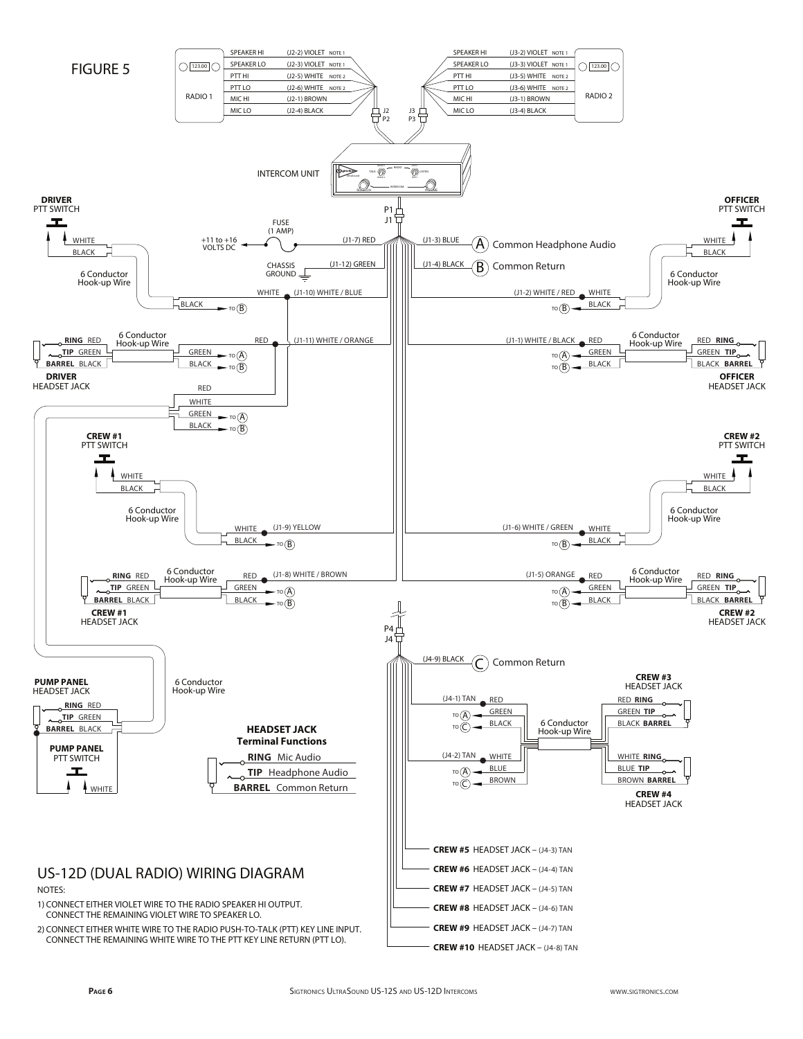# FIGURE 5

**RADIO 1**

| Signal | Wire | Note |
|---|---|---|
| SPEAKER HI | (J2-2) VIOLET | NOTE 1 |
| SPEAKER LO | (J2-3) VIOLET | NOTE 1 |
| PTT HI | (J2-5) WHITE | NOTE 2 |
| PTT LO | (J2-6) WHITE | NOTE 2 |
| MIC HI | (J2-1) BROWN | |
| MIC LO | (J2-4) BLACK | |

**RADIO 2**

| Signal | Wire | Note |
|---|---|---|
| SPEAKER HI | (J3-2) VIOLET | NOTE 1 |
| SPEAKER LO | (J3-3) VIOLET | NOTE 1 |
| PTT HI | (J3-5) WHITE | NOTE 2 |
| PTT LO | (J3-6) WHITE | NOTE 2 |
| MIC HI | (J3-1) BROWN | |
| MIC LO | (J3-4) BLACK | |

J2 / P2, J3 / P3

INTERCOM UNIT

P1 / J1

- FUSE (1 AMP) — +11 to +16 VOLTS DC — (J1-7) RED
- CHASSIS GROUND — (J1-12) GREEN
- (J1-3) BLUE — (A) Common Headphone Audio
- (J1-4) BLACK — (B) Common Return

**DRIVER** PTT SWITCH — WHITE / BLACK — 6 Conductor Hook-up Wire — WHITE (J1-10) WHITE / BLUE; BLACK TO (B)

**DRIVER** HEADSET JACK — RING RED, TIP GREEN, BARREL BLACK — 6 Conductor Hook-up Wire — RED (J1-11) WHITE / ORANGE; GREEN TO (A); BLACK TO (B)

**OFFICER** PTT SWITCH — WHITE / BLACK — 6 Conductor Hook-up Wire — (J1-2) WHITE / RED WHITE; BLACK TO (B)

**OFFICER** HEADSET JACK — RED RING, GREEN TIP, BLACK BARREL — 6 Conductor Hook-up Wire — (J1-1) WHITE / BLACK RED; GREEN TO (A); BLACK TO (B)

**PUMP PANEL** HEADSET JACK — RING RED, TIP GREEN, BARREL BLACK; **PUMP PANEL** PTT SWITCH — WHITE — 6 Conductor Hook-up Wire — RED, WHITE, GREEN TO (A), BLACK TO (B)

**CREW #1** PTT SWITCH — WHITE / BLACK — 6 Conductor Hook-up Wire — WHITE (J1-9) YELLOW; BLACK TO (B)

**CREW #1** HEADSET JACK — RING RED, TIP GREEN, BARREL BLACK — 6 Conductor Hook-up Wire — RED (J1-8) WHITE / BROWN; GREEN TO (A); BLACK TO (B)

**CREW #2** PTT SWITCH — WHITE / BLACK — 6 Conductor Hook-up Wire — (J1-6) WHITE / GREEN WHITE; BLACK TO (B)

**CREW #2** HEADSET JACK — RED RING, GREEN TIP, BLACK BARREL — 6 Conductor Hook-up Wire — (J1-5) ORANGE RED; GREEN TO (A); BLACK TO (B)

P4 / J4

- (J4-9) BLACK — (C) Common Return

**CREW #3** HEADSET JACK — (J4-1) TAN RED — RED RING, GREEN TIP (TO (A)), BLACK BARREL (TO (C)) — 6 Conductor Hook-up Wire

**CREW #4** HEADSET JACK — (J4-2) TAN WHITE — WHITE RING, BLUE TIP (TO (A)), BROWN BARREL (TO (C))

- **CREW #5** HEADSET JACK – (J4-3) TAN
- **CREW #6** HEADSET JACK – (J4-4) TAN
- **CREW #7** HEADSET JACK – (J4-5) TAN
- **CREW #8** HEADSET JACK – (J4-6) TAN
- **CREW #9** HEADSET JACK – (J4-7) TAN
- **CREW #10** HEADSET JACK – (J4-8) TAN

**HEADSET JACK Terminal Functions**

- **RING** Mic Audio
- **TIP** Headphone Audio
- **BARREL** Common Return

## US-12D (DUAL RADIO) WIRING DIAGRAM

NOTES:

1) CONNECT EITHER VIOLET WIRE TO THE RADIO SPEAKER HI OUTPUT. CONNECT THE REMAINING VIOLET WIRE TO SPEAKER LO.

2) CONNECT EITHER WHITE WIRE TO THE RADIO PUSH-TO-TALK (PTT) KEY LINE INPUT. CONNECT THE REMAINING WHITE WIRE TO THE PTT KEY LINE RETURN (PTT LO).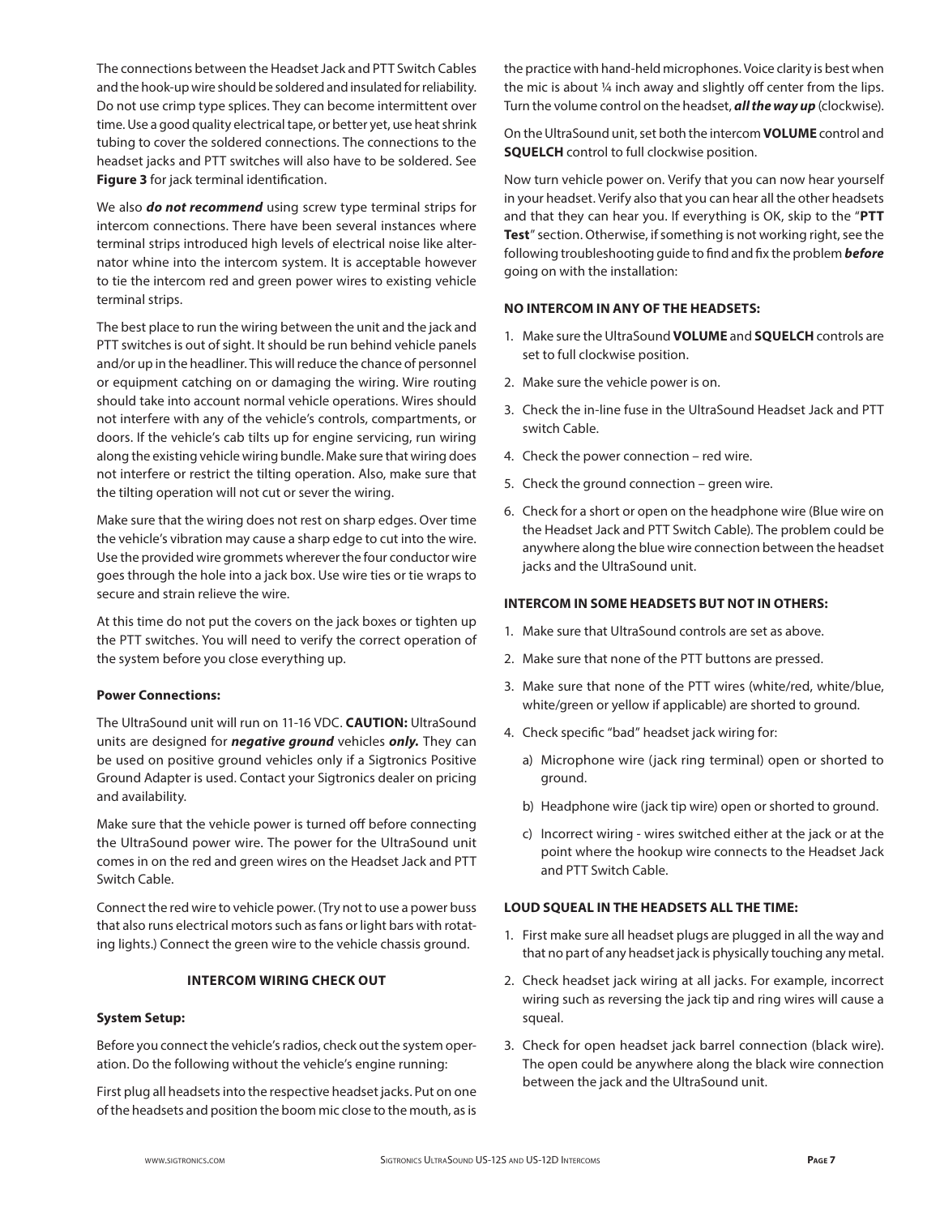The connections between the Headset Jack and PTT Switch Cables and the hook-up wire should be soldered and insulated for reliability. Do not use crimp type splices. They can become intermittent over time. Use a good quality electrical tape, or better yet, use heat shrink tubing to cover the soldered connections. The connections to the headset jacks and PTT switches will also have to be soldered. See **Figure 3** for jack terminal identification.

We also ***do not recommend*** using screw type terminal strips for intercom connections. There have been several instances where terminal strips introduced high levels of electrical noise like alternator whine into the intercom system. It is acceptable however to tie the intercom red and green power wires to existing vehicle terminal strips.

The best place to run the wiring between the unit and the jack and PTT switches is out of sight. It should be run behind vehicle panels and/or up in the headliner. This will reduce the chance of personnel or equipment catching on or damaging the wiring. Wire routing should take into account normal vehicle operations. Wires should not interfere with any of the vehicle's controls, compartments, or doors. If the vehicle's cab tilts up for engine servicing, run wiring along the existing vehicle wiring bundle. Make sure that wiring does not interfere or restrict the tilting operation. Also, make sure that the tilting operation will not cut or sever the wiring.

Make sure that the wiring does not rest on sharp edges. Over time the vehicle's vibration may cause a sharp edge to cut into the wire. Use the provided wire grommets wherever the four conductor wire goes through the hole into a jack box. Use wire ties or tie wraps to secure and strain relieve the wire.

At this time do not put the covers on the jack boxes or tighten up the PTT switches. You will need to verify the correct operation of the system before you close everything up.

**Power Connections:**

The UltraSound unit will run on 11-16 VDC. **CAUTION:** UltraSound units are designed for ***negative ground*** vehicles ***only.*** They can be used on positive ground vehicles only if a Sigtronics Positive Ground Adapter is used. Contact your Sigtronics dealer on pricing and availability.

Make sure that the vehicle power is turned off before connecting the UltraSound power wire. The power for the UltraSound unit comes in on the red and green wires on the Headset Jack and PTT Switch Cable.

Connect the red wire to vehicle power. (Try not to use a power buss that also runs electrical motors such as fans or light bars with rotating lights.) Connect the green wire to the vehicle chassis ground.

## INTERCOM WIRING CHECK OUT

**System Setup:**

Before you connect the vehicle's radios, check out the system operation. Do the following without the vehicle's engine running:

First plug all headsets into the respective headset jacks. Put on one of the headsets and position the boom mic close to the mouth, as is the practice with hand-held microphones. Voice clarity is best when the mic is about ¼ inch away and slightly off center from the lips. Turn the volume control on the headset, ***all the way up*** (clockwise).

On the UltraSound unit, set both the intercom **VOLUME** control and **SQUELCH** control to full clockwise position.

Now turn vehicle power on. Verify that you can now hear yourself in your headset. Verify also that you can hear all the other headsets and that they can hear you. If everything is OK, skip to the "**PTT Test**" section. Otherwise, if something is not working right, see the following troubleshooting guide to find and fix the problem ***before*** going on with the installation:

**NO INTERCOM IN ANY OF THE HEADSETS:**

1. Make sure the UltraSound **VOLUME** and **SQUELCH** controls are set to full clockwise position.
2. Make sure the vehicle power is on.
3. Check the in-line fuse in the UltraSound Headset Jack and PTT switch Cable.
4. Check the power connection – red wire.
5. Check the ground connection – green wire.
6. Check for a short or open on the headphone wire (Blue wire on the Headset Jack and PTT Switch Cable). The problem could be anywhere along the blue wire connection between the headset jacks and the UltraSound unit.

**INTERCOM IN SOME HEADSETS BUT NOT IN OTHERS:**

1. Make sure that UltraSound controls are set as above.
2. Make sure that none of the PTT buttons are pressed.
3. Make sure that none of the PTT wires (white/red, white/blue, white/green or yellow if applicable) are shorted to ground.
4. Check specific "bad" headset jack wiring for:
   a) Microphone wire (jack ring terminal) open or shorted to ground.
   b) Headphone wire (jack tip wire) open or shorted to ground.
   c) Incorrect wiring - wires switched either at the jack or at the point where the hookup wire connects to the Headset Jack and PTT Switch Cable.

**LOUD SQUEAL IN THE HEADSETS ALL THE TIME:**

1. First make sure all headset plugs are plugged in all the way and that no part of any headset jack is physically touching any metal.
2. Check headset jack wiring at all jacks. For example, incorrect wiring such as reversing the jack tip and ring wires will cause a squeal.
3. Check for open headset jack barrel connection (black wire). The open could be anywhere along the black wire connection between the jack and the UltraSound unit.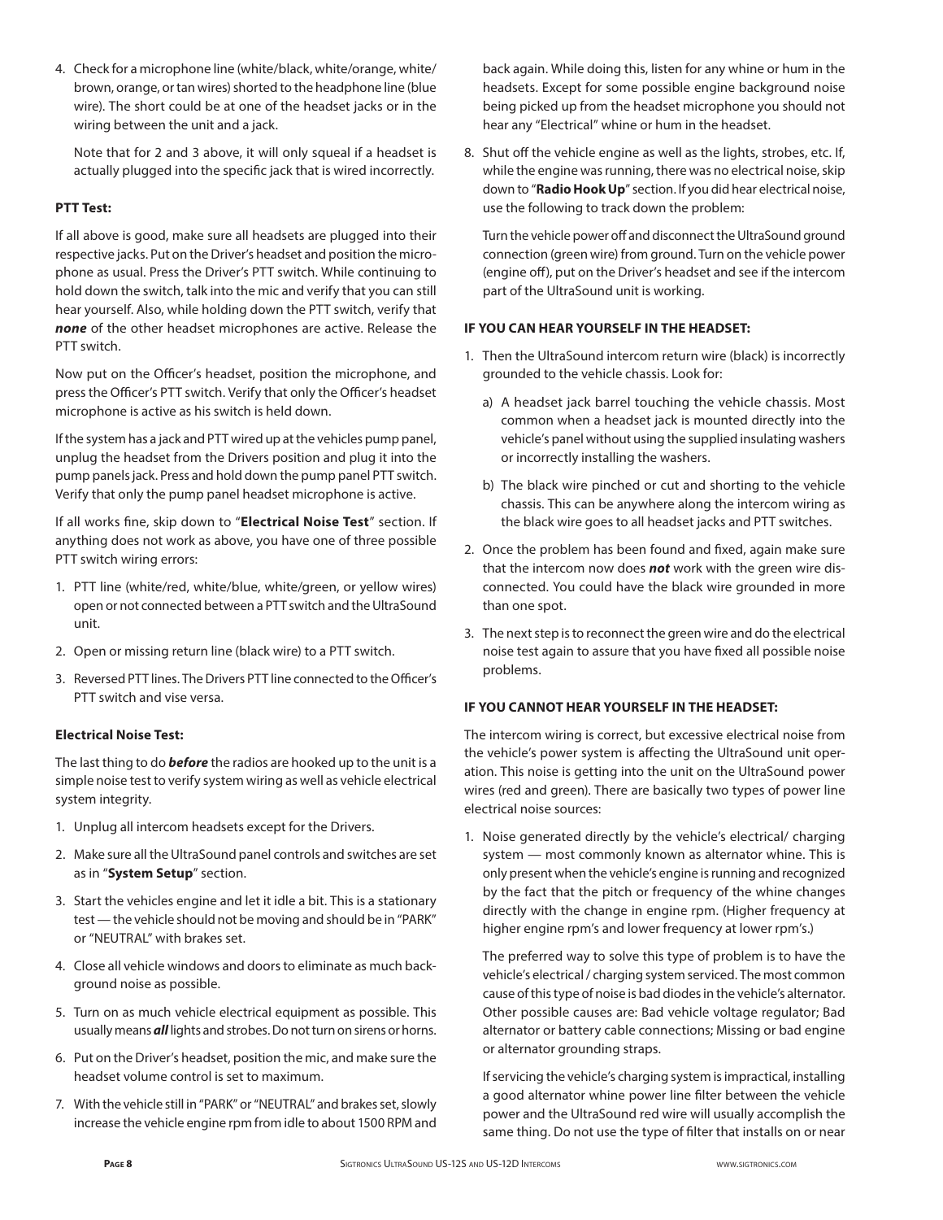4. Check for a microphone line (white/black, white/orange, white/brown, orange, or tan wires) shorted to the headphone line (blue wire). The short could be at one of the headset jacks or in the wiring between the unit and a jack.

   Note that for 2 and 3 above, it will only squeal if a headset is actually plugged into the specific jack that is wired incorrectly.

**PTT Test:**

If all above is good, make sure all headsets are plugged into their respective jacks. Put on the Driver's headset and position the microphone as usual. Press the Driver's PTT switch. While continuing to hold down the switch, talk into the mic and verify that you can still hear yourself. Also, while holding down the PTT switch, verify that ***none*** of the other headset microphones are active. Release the PTT switch.

Now put on the Officer's headset, position the microphone, and press the Officer's PTT switch. Verify that only the Officer's headset microphone is active as his switch is held down.

If the system has a jack and PTT wired up at the vehicles pump panel, unplug the headset from the Drivers position and plug it into the pump panels jack. Press and hold down the pump panel PTT switch. Verify that only the pump panel headset microphone is active.

If all works fine, skip down to "**Electrical Noise Test**" section. If anything does not work as above, you have one of three possible PTT switch wiring errors:

1. PTT line (white/red, white/blue, white/green, or yellow wires) open or not connected between a PTT switch and the UltraSound unit.
2. Open or missing return line (black wire) to a PTT switch.
3. Reversed PTT lines. The Drivers PTT line connected to the Officer's PTT switch and vise versa.

**Electrical Noise Test:**

The last thing to do ***before*** the radios are hooked up to the unit is a simple noise test to verify system wiring as well as vehicle electrical system integrity.

1. Unplug all intercom headsets except for the Drivers.
2. Make sure all the UltraSound panel controls and switches are set as in "**System Setup**" section.
3. Start the vehicles engine and let it idle a bit. This is a stationary test — the vehicle should not be moving and should be in "PARK" or "NEUTRAL" with brakes set.
4. Close all vehicle windows and doors to eliminate as much background noise as possible.
5. Turn on as much vehicle electrical equipment as possible. This usually means ***all*** lights and strobes. Do not turn on sirens or horns.
6. Put on the Driver's headset, position the mic, and make sure the headset volume control is set to maximum.
7. With the vehicle still in "PARK" or "NEUTRAL" and brakes set, slowly increase the vehicle engine rpm from idle to about 1500 RPM and back again. While doing this, listen for any whine or hum in the headsets. Except for some possible engine background noise being picked up from the headset microphone you should not hear any "Electrical" whine or hum in the headset.
8. Shut off the vehicle engine as well as the lights, strobes, etc. If, while the engine was running, there was no electrical noise, skip down to "**Radio Hook Up**" section. If you did hear electrical noise, use the following to track down the problem:

   Turn the vehicle power off and disconnect the UltraSound ground connection (green wire) from ground. Turn on the vehicle power (engine off), put on the Driver's headset and see if the intercom part of the UltraSound unit is working.

**IF YOU CAN HEAR YOURSELF IN THE HEADSET:**

1. Then the UltraSound intercom return wire (black) is incorrectly grounded to the vehicle chassis. Look for:
   a) A headset jack barrel touching the vehicle chassis. Most common when a headset jack is mounted directly into the vehicle's panel without using the supplied insulating washers or incorrectly installing the washers.
   b) The black wire pinched or cut and shorting to the vehicle chassis. This can be anywhere along the intercom wiring as the black wire goes to all headset jacks and PTT switches.
2. Once the problem has been found and fixed, again make sure that the intercom now does ***not*** work with the green wire disconnected. You could have the black wire grounded in more than one spot.
3. The next step is to reconnect the green wire and do the electrical noise test again to assure that you have fixed all possible noise problems.

**IF YOU CANNOT HEAR YOURSELF IN THE HEADSET:**

The intercom wiring is correct, but excessive electrical noise from the vehicle's power system is affecting the UltraSound unit operation. This noise is getting into the unit on the UltraSound power wires (red and green). There are basically two types of power line electrical noise sources:

1. Noise generated directly by the vehicle's electrical/ charging system — most commonly known as alternator whine. This is only present when the vehicle's engine is running and recognized by the fact that the pitch or frequency of the whine changes directly with the change in engine rpm. (Higher frequency at higher engine rpm's and lower frequency at lower rpm's.)

   The preferred way to solve this type of problem is to have the vehicle's electrical / charging system serviced. The most common cause of this type of noise is bad diodes in the vehicle's alternator. Other possible causes are: Bad vehicle voltage regulator; Bad alternator or battery cable connections; Missing or bad engine or alternator grounding straps.

   If servicing the vehicle's charging system is impractical, installing a good alternator whine power line filter between the vehicle power and the UltraSound red wire will usually accomplish the same thing. Do not use the type of filter that installs on or near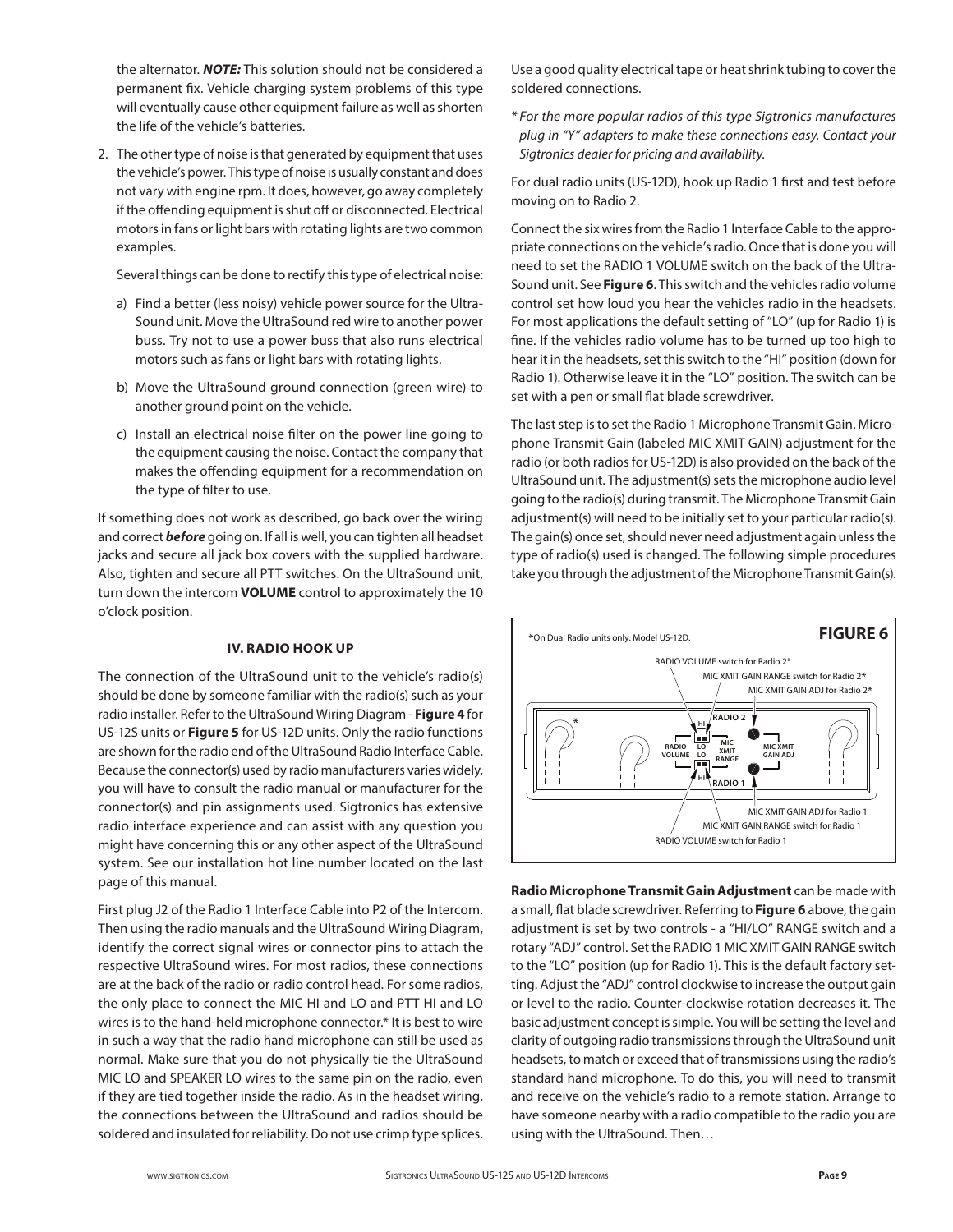the alternator. ***NOTE:*** This solution should not be considered a permanent fix. Vehicle charging system problems of this type will eventually cause other equipment failure as well as shorten the life of the vehicle's batteries.

2. The other type of noise is that generated by equipment that uses the vehicle's power. This type of noise is usually constant and does not vary with engine rpm. It does, however, go away completely if the offending equipment is shut off or disconnected. Electrical motors in fans or light bars with rotating lights are two common examples.

   Several things can be done to rectify this type of electrical noise:

   a) Find a better (less noisy) vehicle power source for the UltraSound unit. Move the UltraSound red wire to another power buss. Try not to use a power buss that also runs electrical motors such as fans or light bars with rotating lights.

   b) Move the UltraSound ground connection (green wire) to another ground point on the vehicle.

   c) Install an electrical noise filter on the power line going to the equipment causing the noise. Contact the company that makes the offending equipment for a recommendation on the type of filter to use.

If something does not work as described, go back over the wiring and correct ***before*** going on. If all is well, you can tighten all headset jacks and secure all jack box covers with the supplied hardware. Also, tighten and secure all PTT switches. On the UltraSound unit, turn down the intercom **VOLUME** control to approximately the 10 o'clock position.

## IV. RADIO HOOK UP

The connection of the UltraSound unit to the vehicle's radio(s) should be done by someone familiar with the radio(s) such as your radio installer. Refer to the UltraSound Wiring Diagram - **Figure 4** for US-12S units or **Figure 5** for US-12D units. Only the radio functions are shown for the radio end of the UltraSound Radio Interface Cable. Because the connector(s) used by radio manufacturers varies widely, you will have to consult the radio manual or manufacturer for the connector(s) and pin assignments used. Sigtronics has extensive radio interface experience and can assist with any question you might have concerning this or any other aspect of the UltraSound system. See our installation hot line number located on the last page of this manual.

First plug J2 of the Radio 1 Interface Cable into P2 of the Intercom. Then using the radio manuals and the UltraSound Wiring Diagram, identify the correct signal wires or connector pins to attach the respective UltraSound wires. For most radios, these connections are at the back of the radio or radio control head. For some radios, the only place to connect the MIC HI and LO and PTT HI and LO wires is to the hand-held microphone connector.* It is best to wire in such a way that the radio hand microphone can still be used as normal. Make sure that you do not physically tie the UltraSound MIC LO and SPEAKER LO wires to the same pin on the radio, even if they are tied together inside the radio. As in the headset wiring, the connections between the UltraSound and radios should be soldered and insulated for reliability. Do not use crimp type splices. Use a good quality electrical tape or heat shrink tubing to cover the soldered connections.

*\* For the more popular radios of this type Sigtronics manufactures plug in "Y" adapters to make these connections easy. Contact your Sigtronics dealer for pricing and availability.*

For dual radio units (US-12D), hook up Radio 1 first and test before moving on to Radio 2.

Connect the six wires from the Radio 1 Interface Cable to the appropriate connections on the vehicle's radio. Once that is done you will need to set the RADIO 1 VOLUME switch on the back of the UltraSound unit. See **Figure 6**. This switch and the vehicles radio volume control set how loud you hear the vehicles radio in the headsets. For most applications the default setting of "LO" (up for Radio 1) is fine. If the vehicles radio volume has to be turned up too high to hear it in the headsets, set this switch to the "HI" position (down for Radio 1). Otherwise leave it in the "LO" position. The switch can be set with a pen or small flat blade screwdriver.

The last step is to set the Radio 1 Microphone Transmit Gain. Microphone Transmit Gain (labeled MIC XMIT GAIN) adjustment for the radio (or both radios for US-12D) is also provided on the back of the UltraSound unit. The adjustment(s) sets the microphone audio level going to the radio(s) during transmit. The Microphone Transmit Gain adjustment(s) will need to be initially set to your particular radio(s). The gain(s) once set, should never need adjustment again unless the type of radio(s) used is changed. The following simple procedures take you through the adjustment of the Microphone Transmit Gain(s).

**FIGURE 6**

*On Dual Radio units only. Model US-12D.

RADIO VOLUME switch for Radio 2*
MIC XMIT GAIN RANGE switch for Radio 2*
MIC XMIT GAIN ADJ for Radio 2*
RADIO 2 — HI — RADIO VOLUME — LO LO — MIC XMIT RANGE — MIC XMIT GAIN ADJ — HI — RADIO 1
MIC XMIT GAIN ADJ for Radio 1
MIC XMIT GAIN RANGE switch for Radio 1
RADIO VOLUME switch for Radio 1

**Radio Microphone Transmit Gain Adjustment** can be made with a small, flat blade screwdriver. Referring to **Figure 6** above, the gain adjustment is set by two controls - a "HI/LO" RANGE switch and a rotary "ADJ" control. Set the RADIO 1 MIC XMIT GAIN RANGE switch to the "LO" position (up for RADIO 1). This is the default factory setting. Adjust the "ADJ" control clockwise to increase the output gain or level to the radio. Counter-clockwise rotation decreases it. The basic adjustment concept is simple. You will be setting the level and clarity of outgoing radio transmissions through the UltraSound unit headsets, to match or exceed that of transmissions using the radio's standard hand microphone. To do this, you will need to transmit and receive on the vehicle's radio to a remote station. Arrange to have someone nearby with a radio compatible to the radio you are using with the UltraSound. Then…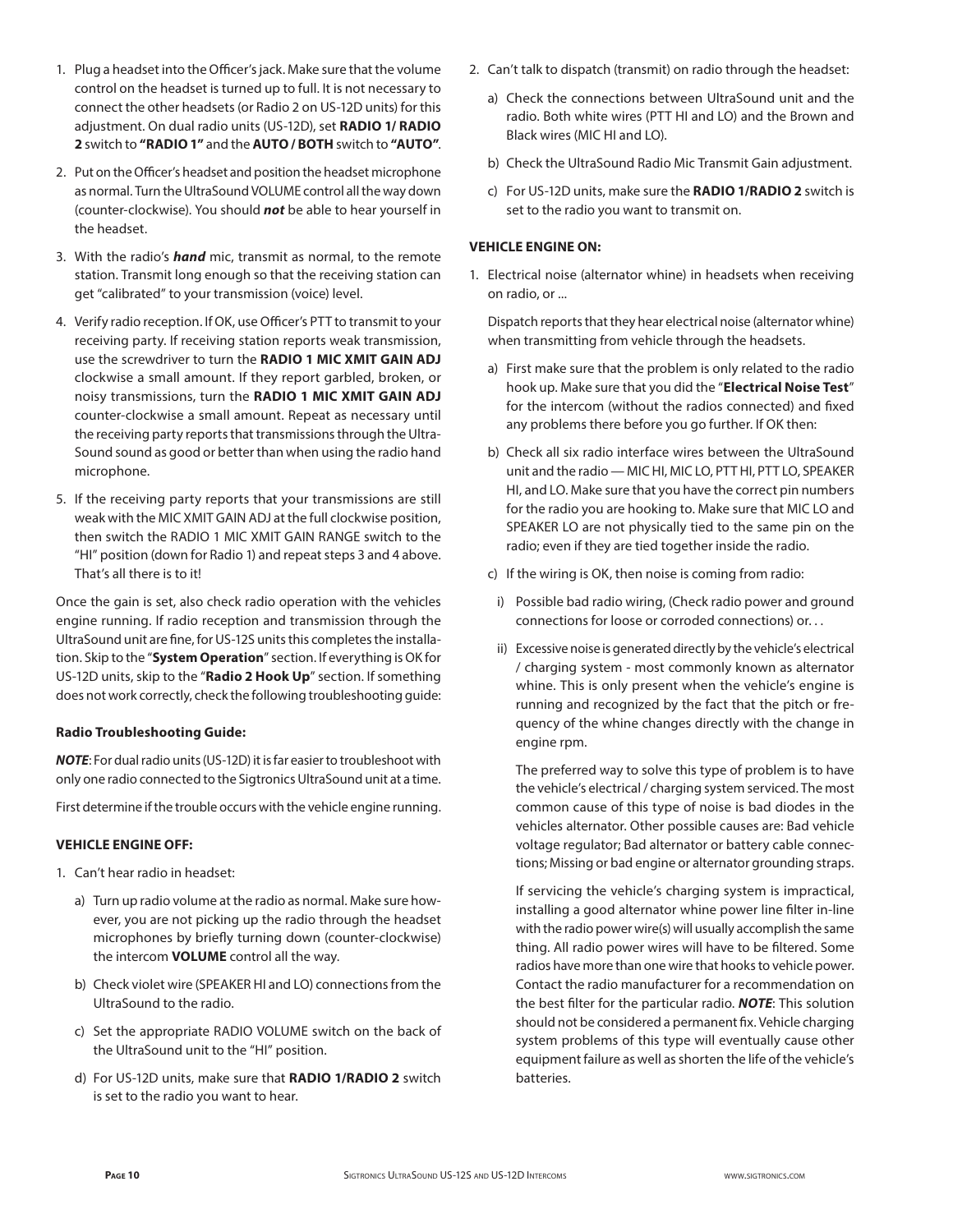1. Plug a headset into the Officer's jack. Make sure that the volume control on the headset is turned up to full. It is not necessary to connect the other headsets (or Radio 2 on US-12D units) for this adjustment. On dual radio units (US-12D), set **RADIO 1/ RADIO 2** switch to **"RADIO 1"** and the **AUTO / BOTH** switch to **"AUTO"**.
2. Put on the Officer's headset and position the headset microphone as normal. Turn the UltraSound VOLUME control all the way down (counter-clockwise). You should ***not*** be able to hear yourself in the headset.
3. With the radio's ***hand*** mic, transmit as normal, to the remote station. Transmit long enough so that the receiving station can get "calibrated" to your transmission (voice) level.
4. Verify radio reception. If OK, use Officer's PTT to transmit to your receiving party. If receiving station reports weak transmission, use the screwdriver to turn the **RADIO 1 MIC XMIT GAIN ADJ** clockwise a small amount. If they report garbled, broken, or noisy transmissions, turn the **RADIO 1 MIC XMIT GAIN ADJ** counter-clockwise a small amount. Repeat as necessary until the receiving party reports that transmissions through the Ultra-Sound sound as good or better than when using the radio hand microphone.
5. If the receiving party reports that your transmissions are still weak with the MIC XMIT GAIN ADJ at the full clockwise position, then switch the RADIO 1 MIC XMIT GAIN RANGE switch to the "HI" position (down for Radio 1) and repeat steps 3 and 4 above. That's all there is to it!

Once the gain is set, also check radio operation with the vehicles engine running. If radio reception and transmission through the UltraSound unit are fine, for US-12S units this completes the installation. Skip to the "**System Operation**" section. If everything is OK for US-12D units, skip to the "**Radio 2 Hook Up**" section. If something does not work correctly, check the following troubleshooting guide:

### Radio Troubleshooting Guide:

***NOTE***: For dual radio units (US-12D) it is far easier to troubleshoot with only one radio connected to the Sigtronics UltraSound unit at a time.

First determine if the trouble occurs with the vehicle engine running.

#### VEHICLE ENGINE OFF:

1. Can't hear radio in headset:
   a) Turn up radio volume at the radio as normal. Make sure however, you are not picking up the radio through the headset microphones by briefly turning down (counter-clockwise) the intercom **VOLUME** control all the way.
   b) Check violet wire (SPEAKER HI and LO) connections from the UltraSound to the radio.
   c) Set the appropriate RADIO VOLUME switch on the back of the UltraSound unit to the "HI" position.
   d) For US-12D units, make sure that **RADIO 1/RADIO 2** switch is set to the radio you want to hear.
2. Can't talk to dispatch (transmit) on radio through the headset:
   a) Check the connections between UltraSound unit and the radio. Both white wires (PTT HI and LO) and the Brown and Black wires (MIC HI and LO).
   b) Check the UltraSound Radio Mic Transmit Gain adjustment.
   c) For US-12D units, make sure the **RADIO 1/RADIO 2** switch is set to the radio you want to transmit on.

#### VEHICLE ENGINE ON:

1. Electrical noise (alternator whine) in headsets when receiving on radio, or ...

   Dispatch reports that they hear electrical noise (alternator whine) when transmitting from vehicle through the headsets.

   a) First make sure that the problem is only related to the radio hook up. Make sure that you did the "**Electrical Noise Test**" for the intercom (without the radios connected) and fixed any problems there before you go further. If OK then:
   b) Check all six radio interface wires between the UltraSound unit and the radio — MIC HI, MIC LO, PTT HI, PTT LO, SPEAKER HI, and LO. Make sure that you have the correct pin numbers for the radio you are hooking to. Make sure that MIC LO and SPEAKER LO are not physically tied to the same pin on the radio; even if they are tied together inside the radio.
   c) If the wiring is OK, then noise is coming from radio:
      i) Possible bad radio wiring, (Check radio power and ground connections for loose or corroded connections) or. . .
      ii) Excessive noise is generated directly by the vehicle's electrical / charging system - most commonly known as alternator whine. This is only present when the vehicle's engine is running and recognized by the fact that the pitch or frequency of the whine changes directly with the change in engine rpm.

         The preferred way to solve this type of problem is to have the vehicle's electrical / charging system serviced. The most common cause of this type of noise is bad diodes in the vehicles alternator. Other possible causes are: Bad vehicle voltage regulator; Bad alternator or battery cable connections; Missing or bad engine or alternator grounding straps.

         If servicing the vehicle's charging system is impractical, installing a good alternator whine power line filter in-line with the radio power wire(s) will usually accomplish the same thing. All radio power wires will have to be filtered. Some radios have more than one wire that hooks to vehicle power. Contact the radio manufacturer for a recommendation on the best filter for the particular radio. ***NOTE***: This solution should not be considered a permanent fix. Vehicle charging system problems of this type will eventually cause other equipment failure as well as shorten the life of the vehicle's batteries.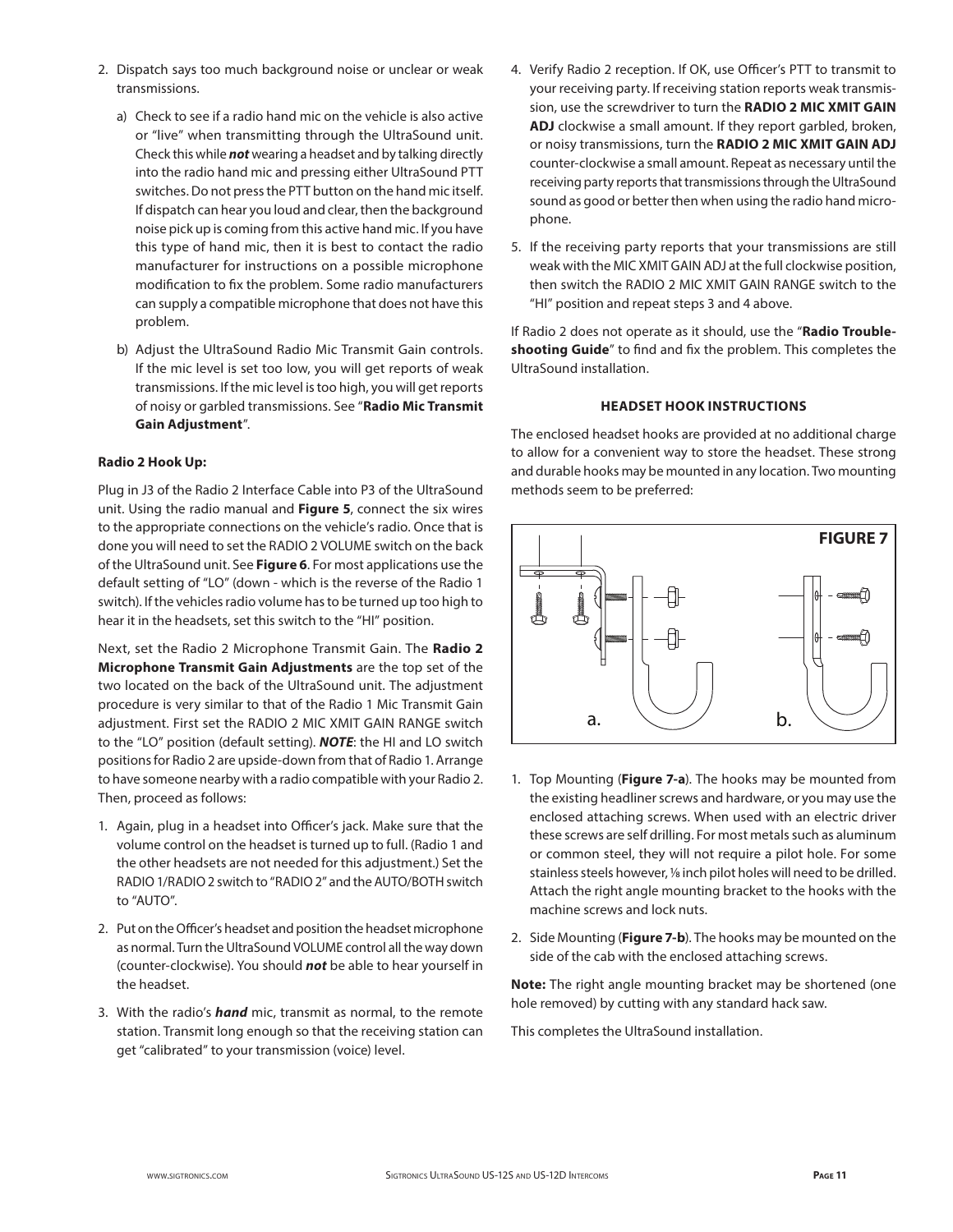2. Dispatch says too much background noise or unclear or weak transmissions.

   a) Check to see if a radio hand mic on the vehicle is also active or "live" when transmitting through the UltraSound unit. Check this while ***not*** wearing a headset and by talking directly into the radio hand mic and pressing either UltraSound PTT switches. Do not press the PTT button on the hand mic itself. If dispatch can hear you loud and clear, then the background noise pick up is coming from this active hand mic. If you have this type of hand mic, then it is best to contact the radio manufacturer for instructions on a possible microphone modification to fix the problem. Some radio manufacturers can supply a compatible microphone that does not have this problem.

   b) Adjust the UltraSound Radio Mic Transmit Gain controls. If the mic level is set too low, you will get reports of weak transmissions. If the mic level is too high, you will get reports of noisy or garbled transmissions. See "**Radio Mic Transmit Gain Adjustment**".

**Radio 2 Hook Up:**

Plug in J3 of the Radio 2 Interface Cable into P3 of the UltraSound unit. Using the radio manual and **Figure 5**, connect the six wires to the appropriate connections on the vehicle's radio. Once that is done you will need to set the RADIO 2 VOLUME switch on the back of the UltraSound unit. See **Figure 6**. For most applications use the default setting of "LO" (down - which is the reverse of the Radio 1 switch). If the vehicles radio volume has to be turned up too high to hear it in the headsets, set this switch to the "HI" position.

Next, set the Radio 2 Microphone Transmit Gain. The **Radio 2 Microphone Transmit Gain Adjustments** are the top set of the two located on the back of the UltraSound unit. The adjustment procedure is very similar to that of the Radio 1 Mic Transmit Gain adjustment. First set the RADIO 2 MIC XMIT GAIN RANGE switch to the "LO" position (default setting). ***NOTE***: the HI and LO switch positions for Radio 2 are upside-down from that of Radio 1. Arrange to have someone nearby with a radio compatible with your Radio 2. Then, proceed as follows:

1. Again, plug in a headset into Officer's jack. Make sure that the volume control on the headset is turned up to full. (Radio 1 and the other headsets are not needed for this adjustment.) Set the RADIO 1/RADIO 2 switch to "RADIO 2" and the AUTO/BOTH switch to "AUTO".

2. Put on the Officer's headset and position the headset microphone as normal. Turn the UltraSound VOLUME control all the way down (counter-clockwise). You should ***not*** be able to hear yourself in the headset.

3. With the radio's ***hand*** mic, transmit as normal, to the remote station. Transmit long enough so that the receiving station can get "calibrated" to your transmission (voice) level.

4. Verify Radio 2 reception. If OK, use Officer's PTT to transmit to your receiving party. If receiving station reports weak transmission, use the screwdriver to turn the **RADIO 2 MIC XMIT GAIN ADJ** clockwise a small amount. If they report garbled, broken, or noisy transmissions, turn the **RADIO 2 MIC XMIT GAIN ADJ** counter-clockwise a small amount. Repeat as necessary until the receiving party reports that transmissions through the UltraSound sound as good or better then when using the radio hand microphone.

5. If the receiving party reports that your transmissions are still weak with the MIC XMIT GAIN ADJ at the full clockwise position, then switch the RADIO 2 MIC XMIT GAIN RANGE switch to the "HI" position and repeat steps 3 and 4 above.

If Radio 2 does not operate as it should, use the "**Radio Troubleshooting Guide**" to find and fix the problem. This completes the UltraSound installation.

### HEADSET HOOK INSTRUCTIONS

The enclosed headset hooks are provided at no additional charge to allow for a convenient way to store the headset. These strong and durable hooks may be mounted in any location. Two mounting methods seem to be preferred:

**FIGURE 7**

a. b.

1. Top Mounting (**Figure 7-a**). The hooks may be mounted from the existing headliner screws and hardware, or you may use the enclosed attaching screws. When used with an electric driver these screws are self drilling. For most metals such as aluminum or common steel, they will not require a pilot hole. For some stainless steels however, ⅛ inch pilot holes will need to be drilled. Attach the right angle mounting bracket to the hooks with the machine screws and lock nuts.

2. Side Mounting (**Figure 7-b**). The hooks may be mounted on the side of the cab with the enclosed attaching screws.

**Note:** The right angle mounting bracket may be shortened (one hole removed) by cutting with any standard hack saw.

This completes the UltraSound installation.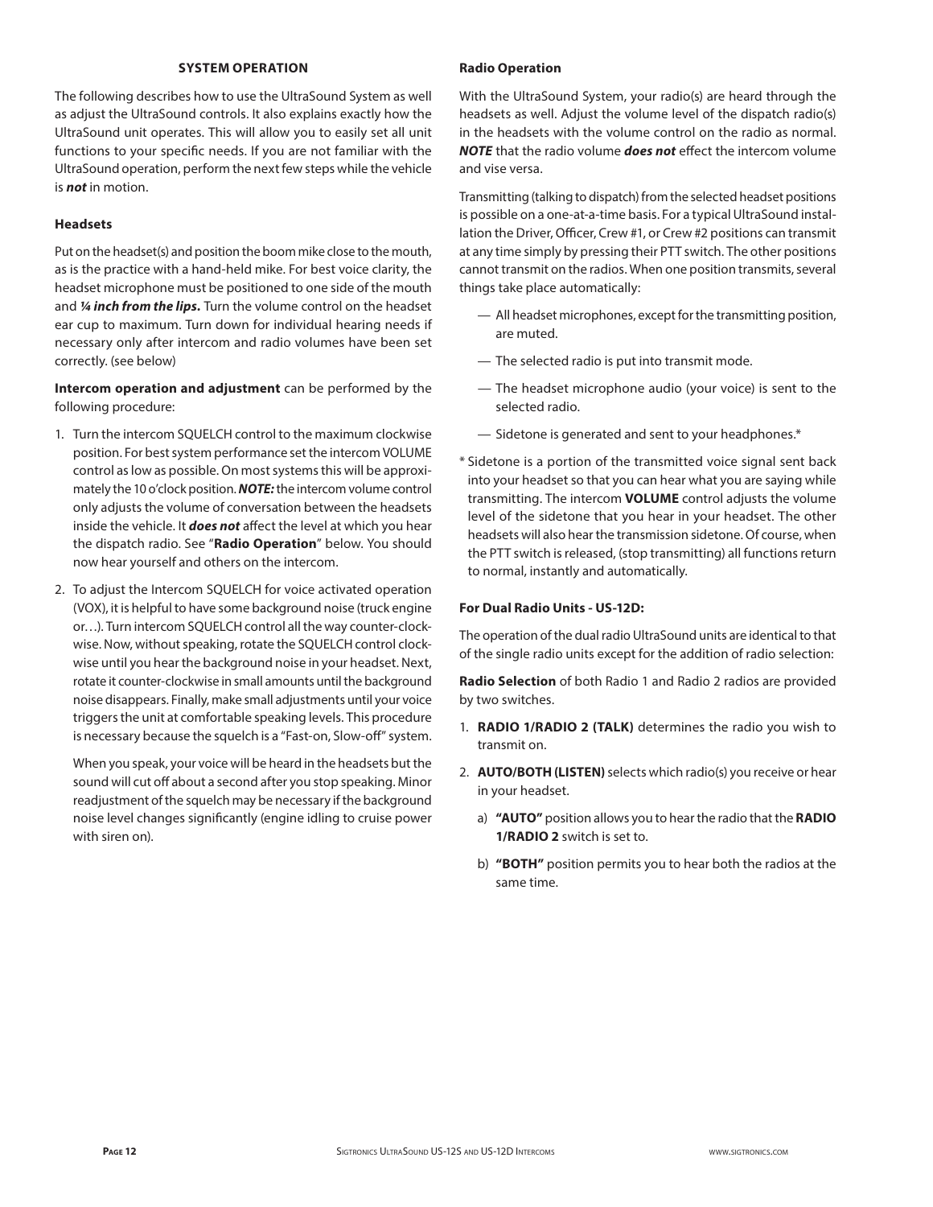## SYSTEM OPERATION

The following describes how to use the UltraSound System as well as adjust the UltraSound controls. It also explains exactly how the UltraSound unit operates. This will allow you to easily set all unit functions to your specific needs. If you are not familiar with the UltraSound operation, perform the next few steps while the vehicle is ***not*** in motion.

### Headsets

Put on the headset(s) and position the boom mike close to the mouth, as is the practice with a hand-held mike. For best voice clarity, the headset microphone must be positioned to one side of the mouth and ***¼ inch from the lips.*** Turn the volume control on the headset ear cup to maximum. Turn down for individual hearing needs if necessary only after intercom and radio volumes have been set correctly. (see below)

**Intercom operation and adjustment** can be performed by the following procedure:

1. Turn the intercom SQUELCH control to the maximum clockwise position. For best system performance set the intercom VOLUME control as low as possible. On most systems this will be approximately the 10 o'clock position. ***NOTE:*** the intercom volume control only adjusts the volume of conversation between the headsets inside the vehicle. It ***does not*** affect the level at which you hear the dispatch radio. See "**Radio Operation**" below. You should now hear yourself and others on the intercom.

2. To adjust the Intercom SQUELCH for voice activated operation (VOX), it is helpful to have some background noise (truck engine or…). Turn intercom SQUELCH control all the way counter-clockwise. Now, without speaking, rotate the SQUELCH control clockwise until you hear the background noise in your headset. Next, rotate it counter-clockwise in small amounts until the background noise disappears. Finally, make small adjustments until your voice triggers the unit at comfortable speaking levels. This procedure is necessary because the squelch is a "Fast-on, Slow-off" system.

   When you speak, your voice will be heard in the headsets but the sound will cut off about a second after you stop speaking. Minor readjustment of the squelch may be necessary if the background noise level changes significantly (engine idling to cruise power with siren on).

### Radio Operation

With the UltraSound System, your radio(s) are heard through the headsets as well. Adjust the volume level of the dispatch radio(s) in the headsets with the volume control on the radio as normal. ***NOTE*** that the radio volume ***does not*** effect the intercom volume and vise versa.

Transmitting (talking to dispatch) from the selected headset positions is possible on a one-at-a-time basis. For a typical UltraSound installation the Driver, Officer, Crew #1, or Crew #2 positions can transmit at any time simply by pressing their PTT switch. The other positions cannot transmit on the radios. When one position transmits, several things take place automatically:

— All headset microphones, except for the transmitting position, are muted.

— The selected radio is put into transmit mode.

— The headset microphone audio (your voice) is sent to the selected radio.

— Sidetone is generated and sent to your headphones.*

\* Sidetone is a portion of the transmitted voice signal sent back into your headset so that you can hear what you are saying while transmitting. The intercom **VOLUME** control adjusts the volume level of the sidetone that you hear in your headset. The other headsets will also hear the transmission sidetone. Of course, when the PTT switch is released, (stop transmitting) all functions return to normal, instantly and automatically.

### For Dual Radio Units - US-12D:

The operation of the dual radio UltraSound units are identical to that of the single radio units except for the addition of radio selection:

**Radio Selection** of both Radio 1 and Radio 2 radios are provided by two switches.

1. **RADIO 1/RADIO 2 (TALK)** determines the radio you wish to transmit on.

2. **AUTO/BOTH (LISTEN)** selects which radio(s) you receive or hear in your headset.

   a) **"AUTO"** position allows you to hear the radio that the **RADIO 1/RADIO 2** switch is set to.

   b) **"BOTH"** position permits you to hear both the radios at the same time.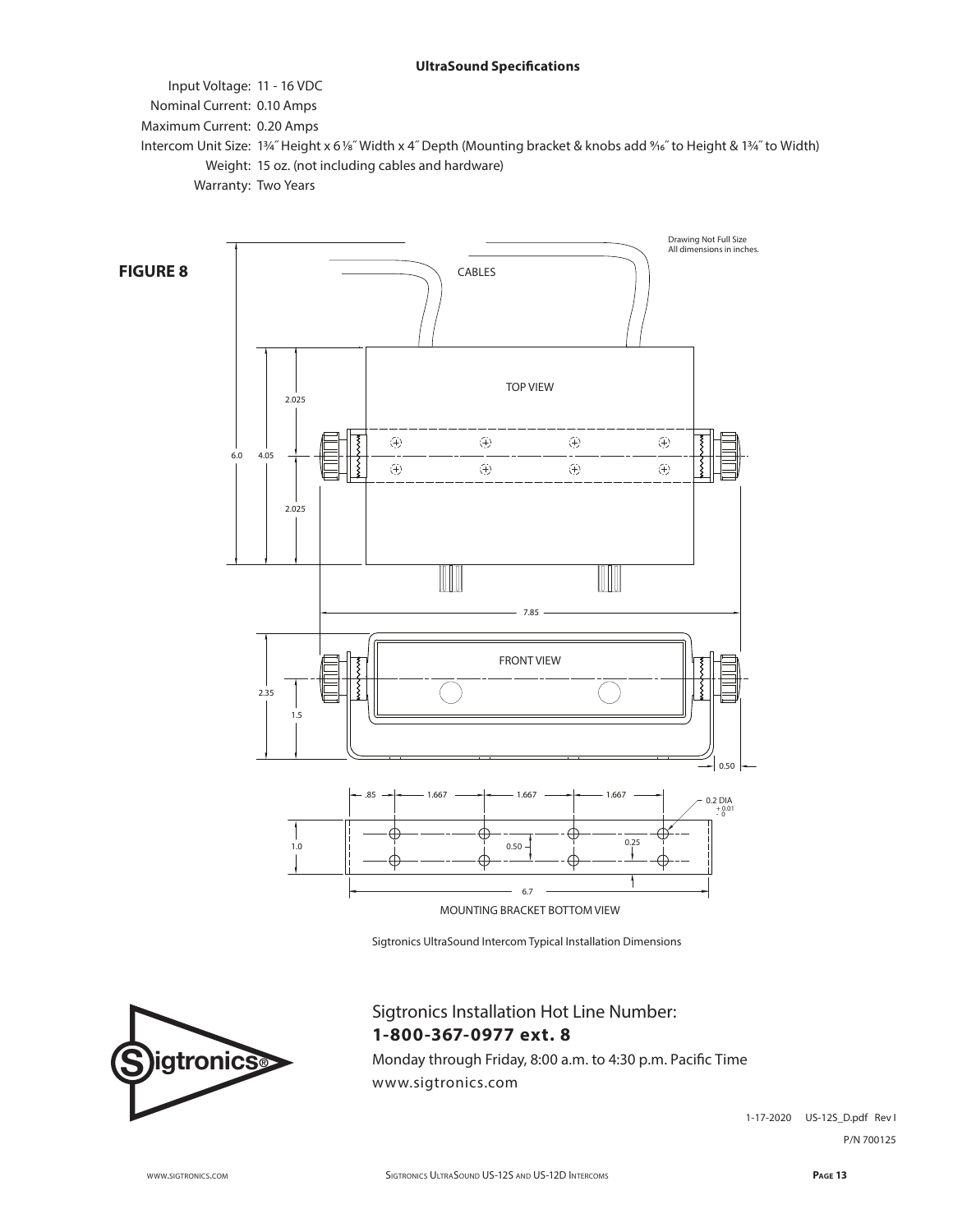**UltraSound Specifications**

Input Voltage: 11 - 16 VDC
Nominal Current: 0.10 Amps
Maximum Current: 0.20 Amps
Intercom Unit Size: 1¾″ Height x 6⅛″ Width x 4″ Depth (Mounting bracket & knobs add 9⁄16″ to Height & 1¾″ to Width)
Weight: 15 oz. (not including cables and hardware)
Warranty: Two Years

**FIGURE 8**

Drawing Not Full Size
All dimensions in inches.

CABLES

TOP VIEW

2.025

6.0

4.05

2.025

7.85

FRONT VIEW

2.35

1.5

0.50

.85

1.667

1.667

1.667

0.2 DIA
+ 0.01
- 0

1.0

0.50

0.25

6.7

MOUNTING BRACKET BOTTOM VIEW

Sigtronics UltraSound Intercom Typical Installation Dimensions

Sigtronics Installation Hot Line Number:
**1-800-367-0977 ext. 8**

Monday through Friday, 8:00 a.m. to 4:30 p.m. Pacific Time
www.sigtronics.com

1-17-2020 US-12S_D.pdf Rev I

P/N 700125